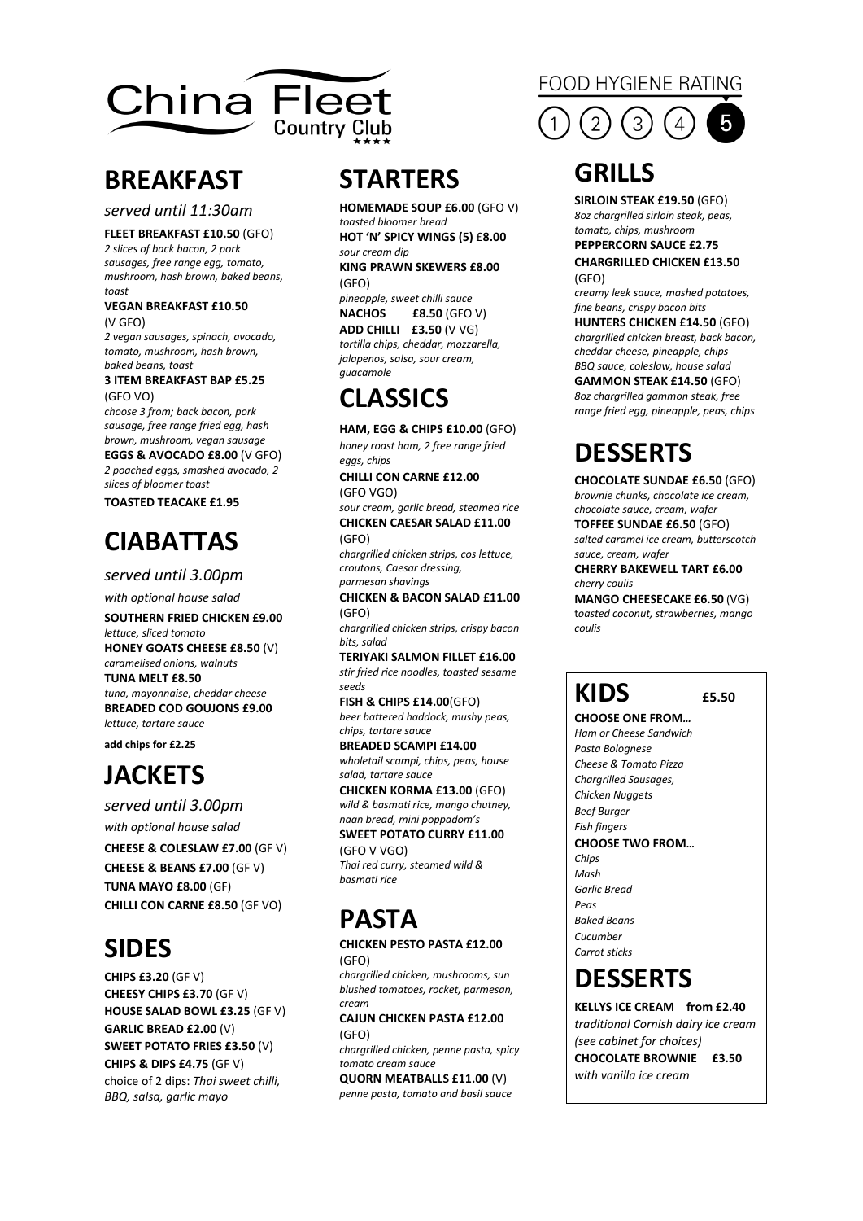# China Fleet Country Club

FOOD HYGIENE RATING 1 2 3 4 **5**

## BREAKFAST

*served until 11:30am*

**FLEET BREAKFAST £10.50** (GFO)
*2 slices of back bacon, 2 pork sausages, free range egg, tomato, mushroom, hash brown, baked beans, toast*

**VEGAN BREAKFAST £10.50** (V GFO)
*2 vegan sausages, spinach, avocado, tomato, mushroom, hash brown, baked beans, toast*

**3 ITEM BREAKFAST BAP £5.25** (GFO VO)
*choose 3 from; back bacon, pork sausage, free range fried egg, hash brown, mushroom, vegan sausage*

**EGGS & AVOCADO £8.00** (V GFO)
*2 poached eggs, smashed avocado, 2 slices of bloomer toast*

**TOASTED TEACAKE £1.95**

## CIABATTAS

*served until 3.00pm*

*with optional house salad*

**SOUTHERN FRIED CHICKEN £9.00**
*lettuce, sliced tomato*

**HONEY GOATS CHEESE £8.50** (V)
*caramelised onions, walnuts*

**TUNA MELT £8.50**
*tuna, mayonnaise, cheddar cheese*

**BREADED COD GOUJONS £9.00**
*lettuce, tartare sauce*

**add chips for £2.25**

## JACKETS

*served until 3.00pm*

*with optional house salad*

**CHEESE & COLESLAW £7.00** (GF V)

**CHEESE & BEANS £7.00** (GF V)

**TUNA MAYO £8.00** (GF)

**CHILLI CON CARNE £8.50** (GF VO)

## SIDES

**CHIPS £3.20** (GF V)

**CHEESY CHIPS £3.70** (GF V)

**HOUSE SALAD BOWL £3.25** (GF V)

**GARLIC BREAD £2.00** (V)

**SWEET POTATO FRIES £3.50** (V)

**CHIPS & DIPS £4.75** (GF V)
choice of 2 dips: *Thai sweet chilli, BBQ, salsa, garlic mayo*

## STARTERS

**HOMEMADE SOUP £6.00** (GFO V)
*toasted bloomer bread*

**HOT 'N' SPICY WINGS (5) £8.00**
*sour cream dip*

**KING PRAWN SKEWERS £8.00** (GFO)
*pineapple, sweet chilli sauce*

**NACHOS £8.50** (GFO V)

**ADD CHILLI £3.50** (V VG)
*tortilla chips, cheddar, mozzarella, jalapenos, salsa, sour cream, guacamole*

## CLASSICS

**HAM, EGG & CHIPS £10.00** (GFO)
*honey roast ham, 2 free range fried eggs, chips*

**CHILLI CON CARNE £12.00** (GFO VGO)
*sour cream, garlic bread, steamed rice*

**CHICKEN CAESAR SALAD £11.00** (GFO)
*chargrilled chicken strips, cos lettuce, croutons, Caesar dressing, parmesan shavings*

**CHICKEN & BACON SALAD £11.00** (GFO)
*chargrilled chicken strips, crispy bacon bits, salad*

**TERIYAKI SALMON FILLET £16.00**
*stir fried rice noodles, toasted sesame seeds*

**FISH & CHIPS £14.00**(GFO)
*beer battered haddock, mushy peas, chips, tartare sauce*

**BREADED SCAMPI £14.00**
*wholetail scampi, chips, peas, house salad, tartare sauce*

**CHICKEN KORMA £13.00** (GFO)
*wild & basmati rice, mango chutney, naan bread, mini poppadom's*

**SWEET POTATO CURRY £11.00** (GFO V VGO)
*Thai red curry, steamed wild & basmati rice*

## PASTA

**CHICKEN PESTO PASTA £12.00** (GFO)
*chargrilled chicken, mushrooms, sun blushed tomatoes, rocket, parmesan, cream*

**CAJUN CHICKEN PASTA £12.00** (GFO)
*chargrilled chicken, penne pasta, spicy tomato cream sauce*

**QUORN MEATBALLS £11.00** (V)
*penne pasta, tomato and basil sauce*

## GRILLS

**SIRLOIN STEAK £19.50** (GFO)
*8oz chargrilled sirloin steak, peas, tomato, chips, mushroom*

**PEPPERCORN SAUCE £2.75**

**CHARGRILLED CHICKEN £13.50** (GFO)
*creamy leek sauce, mashed potatoes, fine beans, crispy bacon bits*

**HUNTERS CHICKEN £14.50** (GFO)
*chargrilled chicken breast, back bacon, cheddar cheese, pineapple, chips BBQ sauce, coleslaw, house salad*

**GAMMON STEAK £14.50** (GFO)
*8oz chargrilled gammon steak, free range fried egg, pineapple, peas, chips*

## DESSERTS

**CHOCOLATE SUNDAE £6.50** (GFO)
*brownie chunks, chocolate ice cream, chocolate sauce, cream, wafer*

**TOFFEE SUNDAE £6.50** (GFO)
*salted caramel ice cream, butterscotch sauce, cream, wafer*

**CHERRY BAKEWELL TART £6.00**
*cherry coulis*

**MANGO CHEESECAKE £6.50** (VG)
*toasted coconut, strawberries, mango coulis*

## KIDS £5.50

**CHOOSE ONE FROM…**

*Ham or Cheese Sandwich*
*Pasta Bolognese*
*Cheese & Tomato Pizza*
*Chargrilled Sausages,*
*Chicken Nuggets*
*Beef Burger*
*Fish fingers*

**CHOOSE TWO FROM…**

*Chips*
*Mash*
*Garlic Bread*
*Peas*
*Baked Beans*
*Cucumber*
*Carrot sticks*

## DESSERTS

**KELLYS ICE CREAM from £2.40**
*traditional Cornish dairy ice cream (see cabinet for choices)*

**CHOCOLATE BROWNIE £3.50**
*with vanilla ice cream*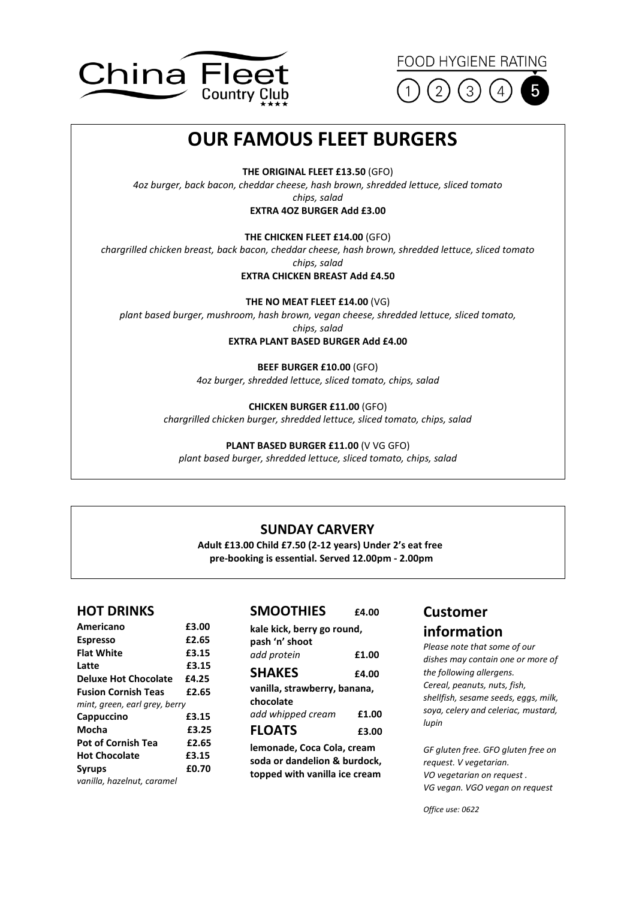China Fleet Country Club

FOOD HYGIENE RATING 1 2 3 4 5

# OUR FAMOUS FLEET BURGERS

**THE ORIGINAL FLEET £13.50** (GFO)
*4oz burger, back bacon, cheddar cheese, hash brown, shredded lettuce, sliced tomato*
*chips, salad*
**EXTRA 4OZ BURGER Add £3.00**

**THE CHICKEN FLEET £14.00** (GFO)
*chargrilled chicken breast, back bacon, cheddar cheese, hash brown, shredded lettuce, sliced tomato*
*chips, salad*
**EXTRA CHICKEN BREAST Add £4.50**

**THE NO MEAT FLEET £14.00** (VG)
*plant based burger, mushroom, hash brown, vegan cheese, shredded lettuce, sliced tomato,*
*chips, salad*
**EXTRA PLANT BASED BURGER Add £4.00**

**BEEF BURGER £10.00** (GFO)
*4oz burger, shredded lettuce, sliced tomato, chips, salad*

**CHICKEN BURGER £11.00** (GFO)
*chargrilled chicken burger, shredded lettuce, sliced tomato, chips, salad*

**PLANT BASED BURGER £11.00** (V VG GFO)
*plant based burger, shredded lettuce, sliced tomato, chips, salad*

## SUNDAY CARVERY

**Adult £13.00 Child £7.50 (2-12 years) Under 2's eat free**
**pre-booking is essential. Served 12.00pm - 2.00pm**

## HOT DRINKS

| | |
|---|---|
| **Americano** | **£3.00** |
| **Espresso** | **£2.65** |
| **Flat White** | **£3.15** |
| **Latte** | **£3.15** |
| **Deluxe Hot Chocolate** | **£4.25** |
| **Fusion Cornish Teas** | **£2.65** |
| *mint, green, earl grey, berry* | |
| **Cappuccino** | **£3.15** |
| **Mocha** | **£3.25** |
| **Pot of Cornish Tea** | **£2.65** |
| **Hot Chocolate** | **£3.15** |
| **Syrups** | **£0.70** |
| *vanilla, hazelnut, caramel* | |

## SMOOTHIES £4.00

**kale kick, berry go round, pash 'n' shoot**
*add protein* **£1.00**

## SHAKES £4.00

**vanilla, strawberry, banana, chocolate**
*add whipped cream* **£1.00**

## FLOATS £3.00

**lemonade, Coca Cola, cream soda or dandelion & burdock, topped with vanilla ice cream**

## Customer information

*Please note that some of our dishes may contain one or more of the following allergens.*
*Cereal, peanuts, nuts, fish, shellfish, sesame seeds, eggs, milk, soya, celery and celeriac, mustard, lupin*

*GF gluten free. GFO gluten free on request. V vegetarian.*
*VO vegetarian on request .*
*VG vegan. VGO vegan on request*

*Office use: 0622*